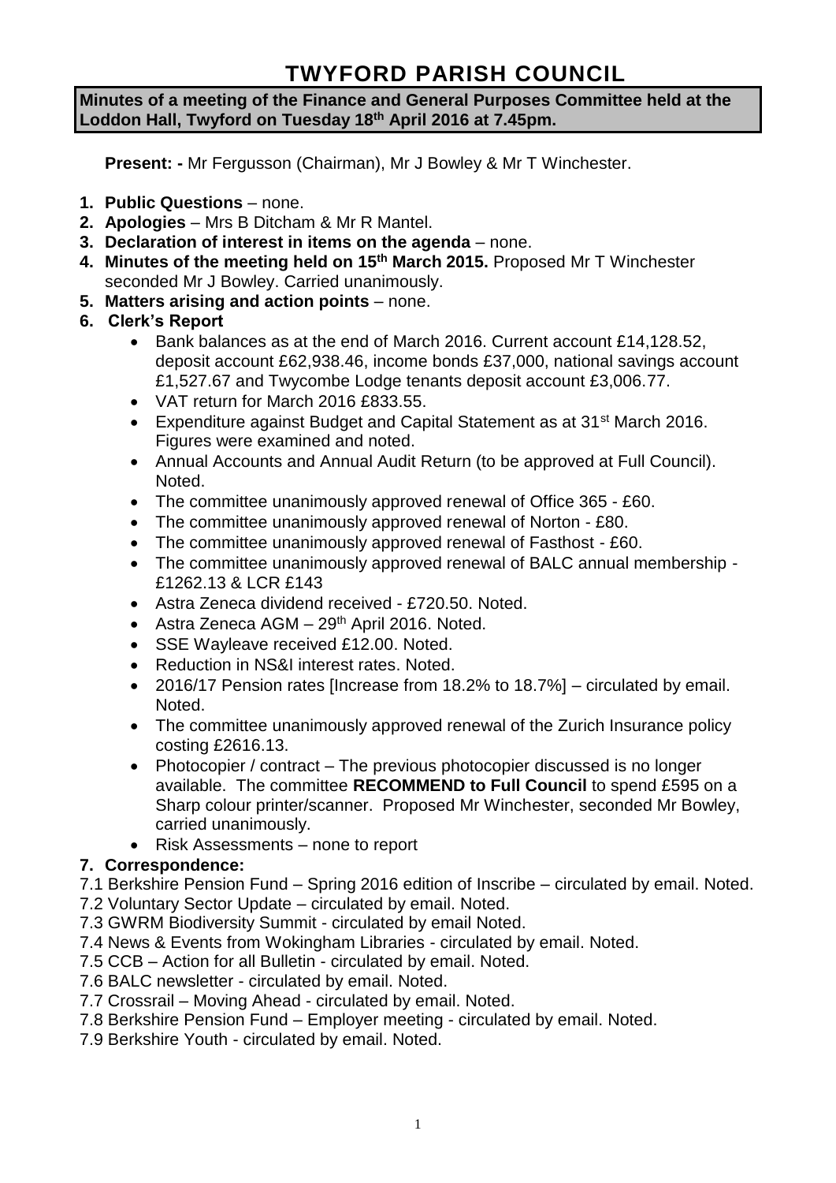# TWYFORD PARISH COUNCIL

**Minutes of a meeting of the Finance and General Purposes Committee held at the Loddon Hall, Twyford on Tuesday 18th April 2016 at 7.45pm.**

**Present: -** Mr Fergusson (Chairman), Mr J Bowley & Mr T Winchester.

1. **Public Questions** – none.
2. **Apologies** – Mrs B Ditcham & Mr R Mantel.
3. **Declaration of interest in items on the agenda** – none.
4. **Minutes of the meeting held on 15th March 2015.** Proposed Mr T Winchester seconded Mr J Bowley. Carried unanimously.
5. **Matters arising and action points** – none.
6. **Clerk's Report**
   - Bank balances as at the end of March 2016. Current account £14,128.52, deposit account £62,938.46, income bonds £37,000, national savings account £1,527.67 and Twycombe Lodge tenants deposit account £3,006.77.
   - VAT return for March 2016 £833.55.
   - Expenditure against Budget and Capital Statement as at 31st March 2016. Figures were examined and noted.
   - Annual Accounts and Annual Audit Return (to be approved at Full Council). Noted.
   - The committee unanimously approved renewal of Office 365 - £60.
   - The committee unanimously approved renewal of Norton - £80.
   - The committee unanimously approved renewal of Fasthost - £60.
   - The committee unanimously approved renewal of BALC annual membership - £1262.13 & LCR £143
   - Astra Zeneca dividend received - £720.50. Noted.
   - Astra Zeneca AGM – 29th April 2016. Noted.
   - SSE Wayleave received £12.00. Noted.
   - Reduction in NS&I interest rates. Noted.
   - 2016/17 Pension rates [Increase from 18.2% to 18.7%] – circulated by email. Noted.
   - The committee unanimously approved renewal of the Zurich Insurance policy costing £2616.13.
   - Photocopier / contract – The previous photocopier discussed is no longer available. The committee **RECOMMEND to Full Council** to spend £595 on a Sharp colour printer/scanner. Proposed Mr Winchester, seconded Mr Bowley, carried unanimously.
   - Risk Assessments – none to report
7. **Correspondence:**

7.1 Berkshire Pension Fund – Spring 2016 edition of Inscribe – circulated by email. Noted.
7.2 Voluntary Sector Update – circulated by email. Noted.
7.3 GWRM Biodiversity Summit - circulated by email Noted.
7.4 News & Events from Wokingham Libraries - circulated by email. Noted.
7.5 CCB – Action for all Bulletin - circulated by email. Noted.
7.6 BALC newsletter - circulated by email. Noted.
7.7 Crossrail – Moving Ahead - circulated by email. Noted.
7.8 Berkshire Pension Fund – Employer meeting - circulated by email. Noted.
7.9 Berkshire Youth - circulated by email. Noted.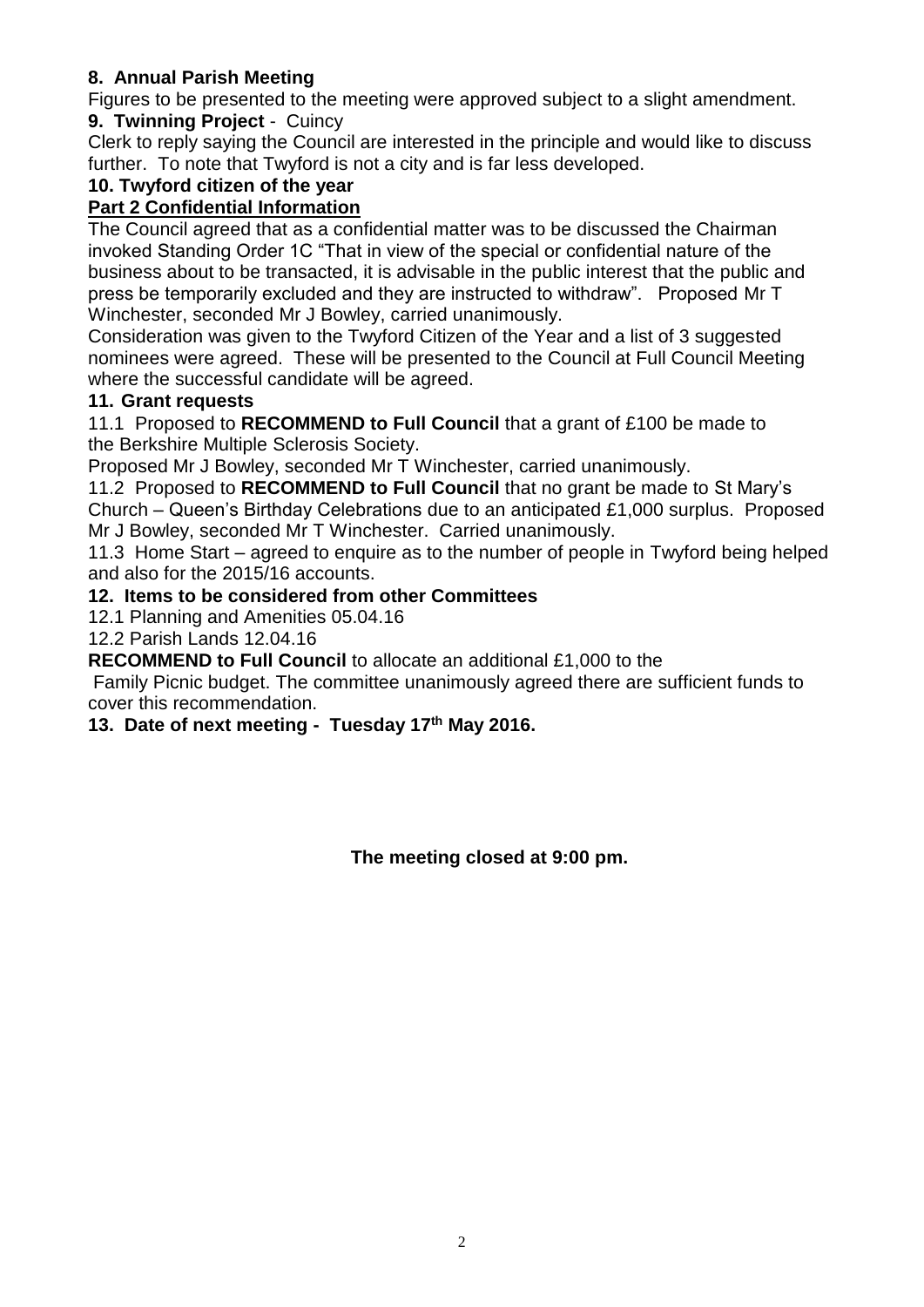**8. Annual Parish Meeting**

Figures to be presented to the meeting were approved subject to a slight amendment.

**9. Twinning Project** - Cuincy

Clerk to reply saying the Council are interested in the principle and would like to discuss further. To note that Twyford is not a city and is far less developed.

**10. Twyford citizen of the year**

**<u>Part 2 Confidential Information</u>**

The Council agreed that as a confidential matter was to be discussed the Chairman invoked Standing Order 1C "That in view of the special or confidential nature of the business about to be transacted, it is advisable in the public interest that the public and press be temporarily excluded and they are instructed to withdraw". Proposed Mr T Winchester, seconded Mr J Bowley, carried unanimously.

Consideration was given to the Twyford Citizen of the Year and a list of 3 suggested nominees were agreed. These will be presented to the Council at Full Council Meeting where the successful candidate will be agreed.

**11. Grant requests**

11.1 Proposed to **RECOMMEND to Full Council** that a grant of £100 be made to the Berkshire Multiple Sclerosis Society.

Proposed Mr J Bowley, seconded Mr T Winchester, carried unanimously.

11.2 Proposed to **RECOMMEND to Full Council** that no grant be made to St Mary's Church – Queen's Birthday Celebrations due to an anticipated £1,000 surplus. Proposed Mr J Bowley, seconded Mr T Winchester. Carried unanimously.

11.3 Home Start – agreed to enquire as to the number of people in Twyford being helped and also for the 2015/16 accounts.

**12. Items to be considered from other Committees**

12.1 Planning and Amenities 05.04.16

12.2 Parish Lands 12.04.16

**RECOMMEND to Full Council** to allocate an additional £1,000 to the Family Picnic budget. The committee unanimously agreed there are sufficient funds to cover this recommendation.

**13. Date of next meeting - Tuesday 17th May 2016.**

**The meeting closed at 9:00 pm.**